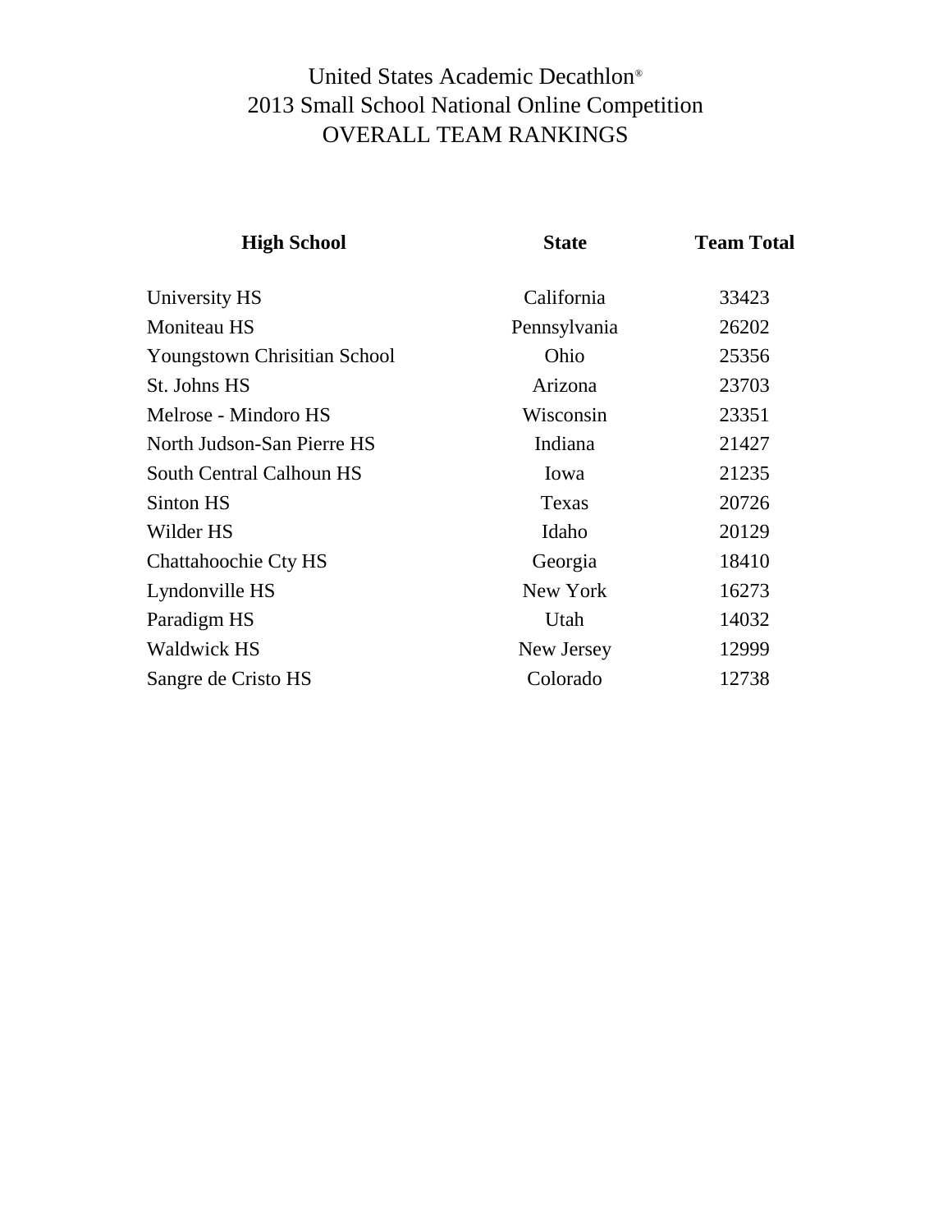# United States Academic Decathlon®
## 2013 Small School National Online Competition
## OVERALL TEAM RANKINGS

| High School | State | Team Total |
|---|---|---|
| University HS | California | 33423 |
| Moniteau HS | Pennsylvania | 26202 |
| Youngstown Chrisitian School | Ohio | 25356 |
| St. Johns HS | Arizona | 23703 |
| Melrose - Mindoro HS | Wisconsin | 23351 |
| North Judson-San Pierre HS | Indiana | 21427 |
| South Central Calhoun HS | Iowa | 21235 |
| Sinton HS | Texas | 20726 |
| Wilder HS | Idaho | 20129 |
| Chattahoochie Cty HS | Georgia | 18410 |
| Lyndonville HS | New York | 16273 |
| Paradigm HS | Utah | 14032 |
| Waldwick HS | New Jersey | 12999 |
| Sangre de Cristo HS | Colorado | 12738 |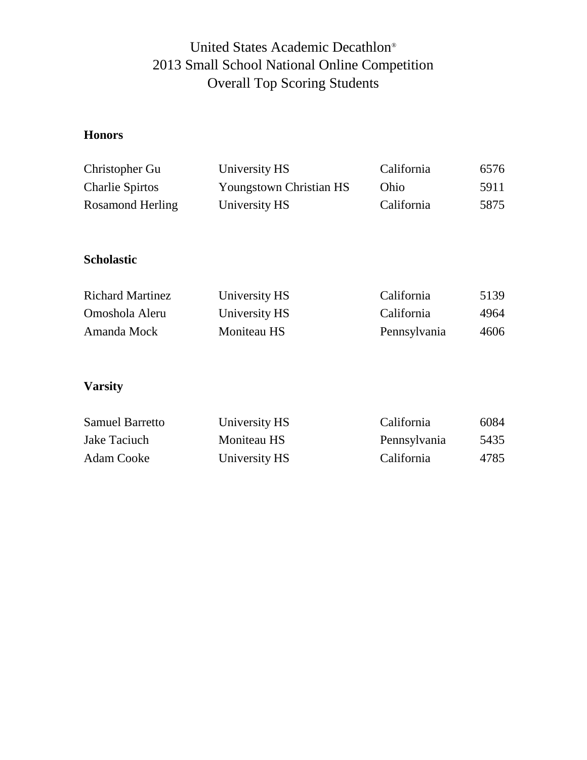# United States Academic Decathlon®
## 2013 Small School National Online Competition
## Overall Top Scoring Students

**Honors**

| | | | |
|---|---|---|---|
| Christopher Gu | University HS | California | 6576 |
| Charlie Spirtos | Youngstown Christian HS | Ohio | 5911 |
| Rosamond Herling | University HS | California | 5875 |

**Scholastic**

| | | | |
|---|---|---|---|
| Richard Martinez | University HS | California | 5139 |
| Omoshola Aleru | University HS | California | 4964 |
| Amanda Mock | Moniteau HS | Pennsylvania | 4606 |

**Varsity**

| | | | |
|---|---|---|---|
| Samuel Barretto | University HS | California | 6084 |
| Jake Taciuch | Moniteau HS | Pennsylvania | 5435 |
| Adam Cooke | University HS | California | 4785 |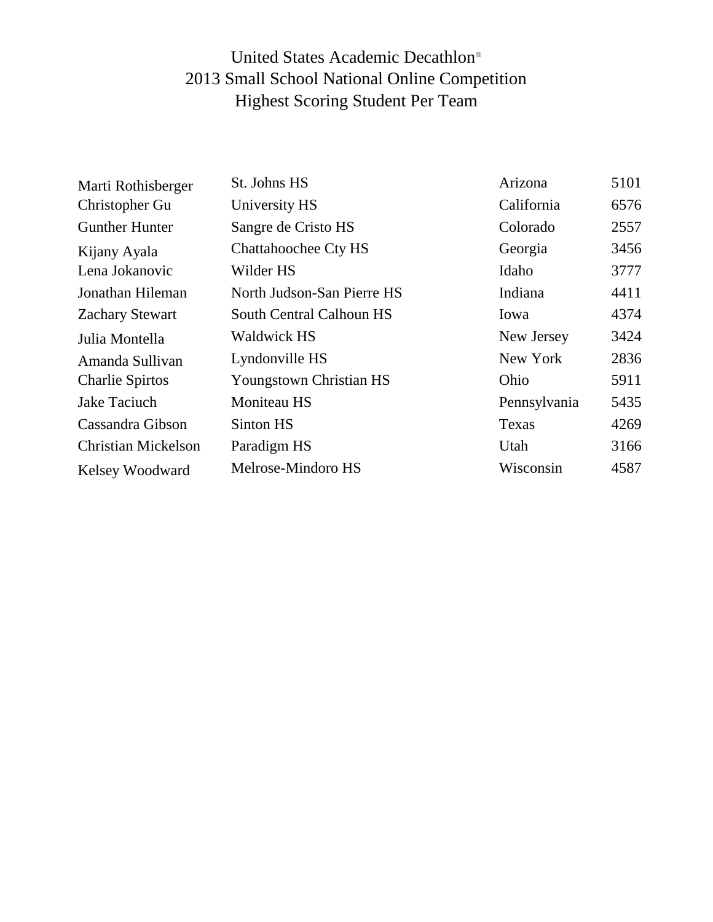# United States Academic Decathlon®
## 2013 Small School National Online Competition
## Highest Scoring Student Per Team

| | | | |
|---|---|---|---|
| Marti Rothisberger | St. Johns HS | Arizona | 5101 |
| Christopher Gu | University HS | California | 6576 |
| Gunther Hunter | Sangre de Cristo HS | Colorado | 2557 |
| Kijany Ayala | Chattahoochee Cty HS | Georgia | 3456 |
| Lena Jokanovic | Wilder HS | Idaho | 3777 |
| Jonathan Hileman | North Judson-San Pierre HS | Indiana | 4411 |
| Zachary Stewart | South Central Calhoun HS | Iowa | 4374 |
| Julia Montella | Waldwick HS | New Jersey | 3424 |
| Amanda Sullivan | Lyndonville HS | New York | 2836 |
| Charlie Spirtos | Youngstown Christian HS | Ohio | 5911 |
| Jake Taciuch | Moniteau HS | Pennsylvania | 5435 |
| Cassandra Gibson | Sinton HS | Texas | 4269 |
| Christian Mickelson | Paradigm HS | Utah | 3166 |
| Kelsey Woodward | Melrose-Mindoro HS | Wisconsin | 4587 |